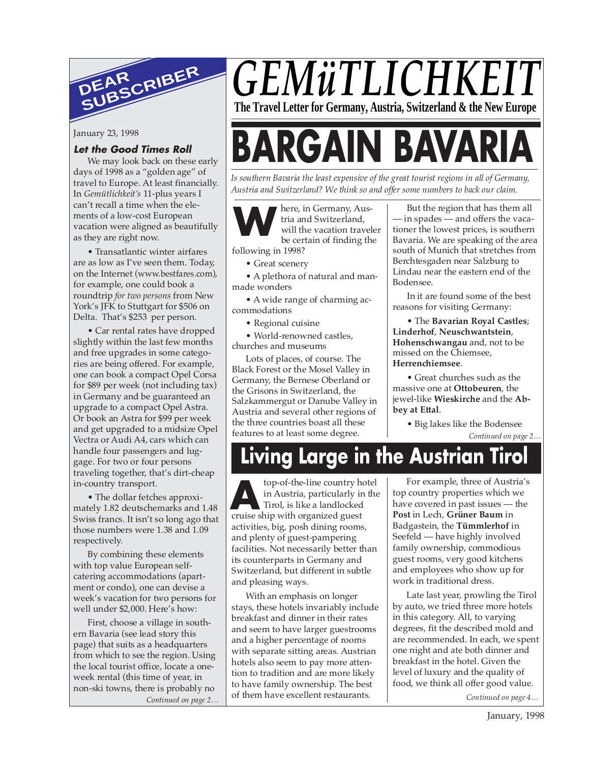# GEMüTLICHKEIT

**The Travel Letter for Germany, Austria, Switzerland & the New Europe**

## DEAR SUBSCRIBER

January 23, 1998

### *Let the Good Times Roll*

We may look back on these early days of 1998 as a "golden age" of travel to Europe. At least financially. In *Gemütlichkeit's* 11-plus years I can't recall a time when the elements of a low-cost European vacation were aligned as beautifully as they are right now.

• Transatlantic winter airfares are as low as I've seen them. Today, on the Internet (www.bestfares.com), for example, one could book a roundtrip *for two persons* from New York's JFK to Stuttgart for $506 on Delta. That's $253 per person.

• Car rental rates have dropped slightly within the last few months and free upgrades in some categories are being offered. For example, one can book a compact Opel Corsa for $89 per week (not including tax) in Germany and be guaranteed an upgrade to a compact Opel Astra. Or book an Astra for $99 per week and get upgraded to a midsize Opel Vectra or Audi A4, cars which can handle four passengers and luggage. For two or four persons traveling together, that's dirt-cheap in-country transport.

• The dollar fetches approximately 1.82 deutschemarks and 1.48 Swiss francs. It isn't so long ago that those numbers were 1.38 and 1.09 respectively.

By combining these elements with top value European self-catering accommodations (apartment or condo), one can devise a week's vacation for two persons for well under $2,000. Here's how:

First, choose a village in southern Bavaria (see lead story this page) that suits as a headquarters from which to see the region. Using the local tourist office, locate a one-week rental (this time of year, in non-ski towns, there is probably no

*Continued on page 2…*

# BARGAIN BAVARIA

*Is southern Bavaria the least expensive of the great tourist regions in all of Germany, Austria and Switzerland? We think so and offer some numbers to back our claim.*

Where, in Germany, Austria and Switzerland, will the vacation traveler be certain of finding the following in 1998?

• Great scenery

• A plethora of natural and man-made wonders

• A wide range of charming accommodations

• Regional cuisine

• World-renowned castles, churches and museums

Lots of places, of course. The Black Forest or the Mosel Valley in Germany, the Bernese Oberland or the Grisons in Switzerland, the Salzkammergut or Danube Valley in Austria and several other regions of the three countries boast all these features to at least some degree.

But the region that has them all — in spades — and offers the vacationer the lowest prices, is southern Bavaria. We are speaking of the area south of Munich that stretches from Berchtesgaden near Salzburg to Lindau near the eastern end of the Bodensee.

In it are found some of the best reasons for visiting Germany:

• The **Bavarian Royal Castles**; **Linderhof**, **Neuschwantstein**, **Hohenschwangau** and, not to be missed on the Chiemsee, **Herrenchiemsee**.

• Great churches such as the massive one at **Ottobeuren**, the jewel-like **Wieskirche** and the **Abbey at Ettal**.

• Big lakes like the Bodensee

*Continued on page 2…*

# Living Large in the Austrian Tirol

A top-of-the-line country hotel in Austria, particularly in the Tirol, is like a landlocked cruise ship with organized guest activities, big, posh dining rooms, and plenty of guest-pampering facilities. Not necessarily better than its counterparts in Germany and Switzerland, but different in subtle and pleasing ways.

With an emphasis on longer stays, these hotels invariably include breakfast and dinner in their rates and seem to have larger guestrooms and a higher percentage of rooms with separate sitting areas. Austrian hotels also seem to pay more attention to tradition and are more likely to have family ownership. The best of them have excellent restaurants.

For example, three of Austria's top country properties which we have covered in past issues — the **Post** in Lech, **Grüner Baum** in Badgastein, the **Tümmlerhof** in Seefeld — have highly involved family ownership, commodious guest rooms, very good kitchens and employees who show up for work in traditional dress.

Late last year, prowling the Tirol by auto, we tried three more hotels in this category. All, to varying degrees, fit the described mold and are recommended. In each, we spent one night and ate both dinner and breakfast in the hotel. Given the level of luxury and the quality of food, we think all offer good value.

*Continued on page 4…*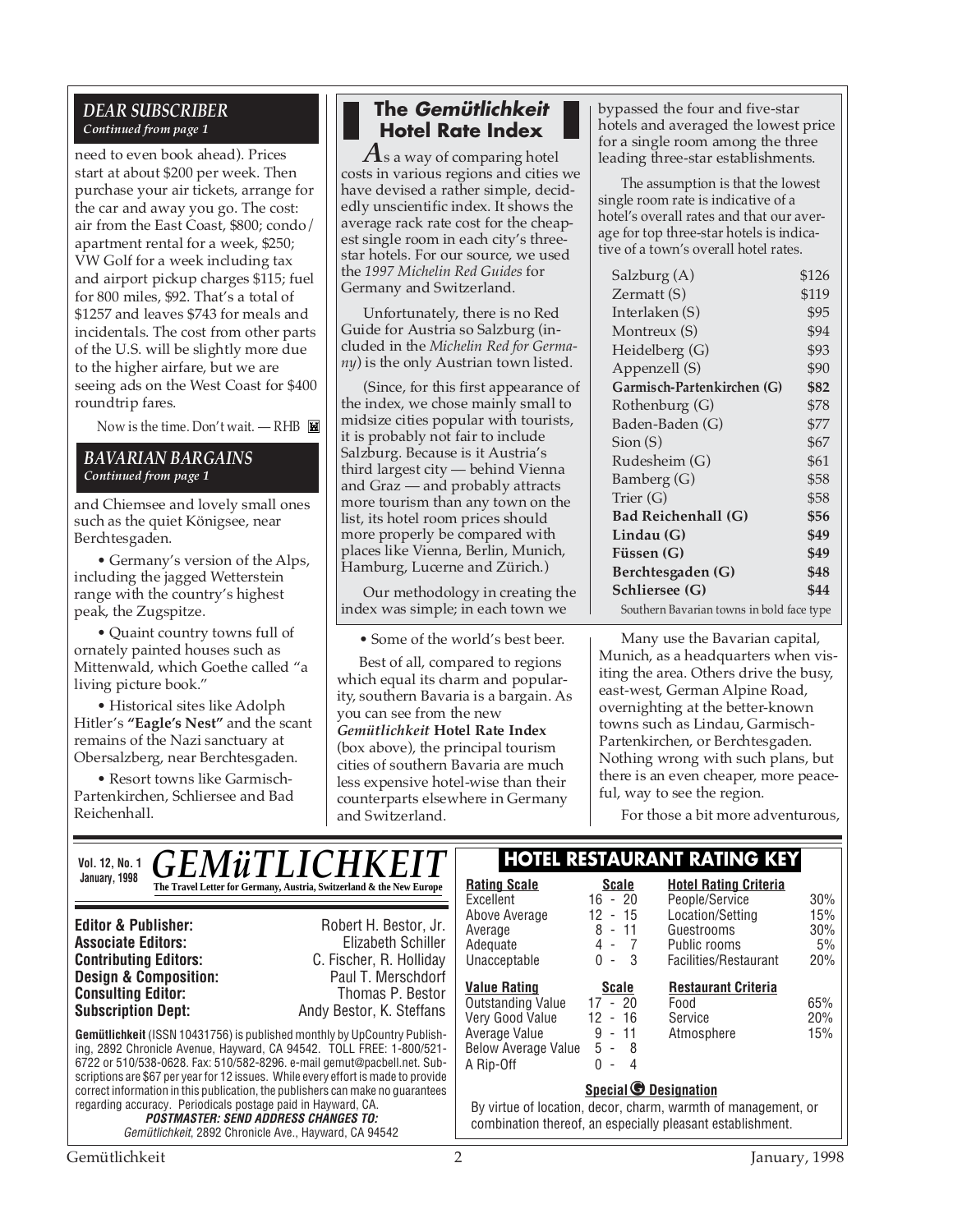## DEAR SUBSCRIBER

*Continued from page 1*

need to even book ahead). Prices start at about $200 per week. Then purchase your air tickets, arrange for the car and away you go. The cost: air from the East Coast, $800; condo/apartment rental for a week, $250; VW Golf for a week including tax and airport pickup charges $115; fuel for 800 miles, $92. That's a total of $1257 and leaves $743 for meals and incidentals. The cost from other parts of the U.S. will be slightly more due to the higher airfare, but we are seeing ads on the West Coast for $400 roundtrip fares.

Now is the time. Don't wait. — RHB

## BAVARIAN BARGAINS

*Continued from page 1*

and Chiemsee and lovely small ones such as the quiet Königsee, near Berchtesgaden.

- Germany's version of the Alps, including the jagged Wetterstein range with the country's highest peak, the Zugspitze.
- Quaint country towns full of ornately painted houses such as Mittenwald, which Goethe called "a living picture book."
- Historical sites like Adolph Hitler's **"Eagle's Nest"** and the scant remains of the Nazi sanctuary at Obersalzberg, near Berchtesgaden.
- Resort towns like Garmisch-Partenkirchen, Schliersee and Bad Reichenhall.
- Some of the world's best beer.

Best of all, compared to regions which equal its charm and popularity, southern Bavaria is a bargain. As you can see from the new ***Gemütlichkeit* Hotel Rate Index** (box above), the principal tourism cities of southern Bavaria are much less expensive hotel-wise than their counterparts elsewhere in Germany and Switzerland.

Many use the Bavarian capital, Munich, as a headquarters when visiting the area. Others drive the busy, east-west, German Alpine Road, overnighting at the better-known towns such as Lindau, Garmisch-Partenkirchen, or Berchtesgaden. Nothing wrong with such plans, but there is an even cheaper, more peaceful, way to see the region.

For those a bit more adventurous,

## The *Gemütlichkeit* Hotel Rate Index

As a way of comparing hotel costs in various regions and cities we have devised a rather simple, decidedly unscientific index. It shows the average rack rate cost for the cheapest single room in each city's three-star hotels. For our source, we used the *1997 Michelin Red Guides* for Germany and Switzerland.

Unfortunately, there is no Red Guide for Austria so Salzburg (included in the *Michelin Red for Germany*) is the only Austrian town listed.

(Since, for this first appearance of the index, we chose mainly small to midsize cities popular with tourists, it is probably not fair to include Salzburg. Because is it Austria's third largest city — behind Vienna and Graz — and probably attracts more tourism than any town on the list, its hotel room prices should more properly be compared with places like Vienna, Berlin, Munich, Hamburg, Lucerne and Zürich.)

Our methodology in creating the index was simple; in each town we bypassed the four and five-star hotels and averaged the lowest price for a single room among the three leading three-star establishments.

The assumption is that the lowest single room rate is indicative of a hotel's overall rates and that our average for top three-star hotels is indicative of a town's overall hotel rates.

| Town | Rate |
|---|---|
| Salzburg (A) | $126 |
| Zermatt (S) | $119 |
| Interlaken (S) | $95 |
| Montreux (S) | $94 |
| Heidelberg (G) | $93 |
| Appenzell (S) | $90 |
| **Garmisch-Partenkirchen (G)** | **$82** |
| Rothenburg (G) | $78 |
| Baden-Baden (G) | $77 |
| Sion (S) | $67 |
| Rudesheim (G) | $61 |
| Bamberg (G) | $58 |
| Trier (G) | $58 |
| **Bad Reichenhall (G)** | **$56** |
| **Lindau (G)** | **$49** |
| **Füssen (G)** | **$49** |
| **Berchtesgaden (G)** | **$48** |
| **Schliersee (G)** | **$44** |

Southern Bavarian towns in bold face type

---

**Vol. 12, No. 1 January, 1998**

# GEMüTLICHKEIT

**The Travel Letter for Germany, Austria, Switzerland & the New Europe**

| | |
|---|---|
| **Editor & Publisher:** | Robert H. Bestor, Jr. |
| **Associate Editors:** | Elizabeth Schiller |
| **Contributing Editors:** | C. Fischer, R. Holliday |
| **Design & Composition:** | Paul T. Merschdorf |
| **Consulting Editor:** | Thomas P. Bestor |
| **Subscription Dept:** | Andy Bestor, K. Steffans |

**Gemütlichkeit** (ISSN 10431756) is published monthly by UpCountry Publishing, 2892 Chronicle Avenue, Hayward, CA 94542. TOLL FREE: 1-800/521-6722 or 510/538-0628. Fax: 510/582-8296. e-mail gemut@pacbell.net. Subscriptions are $67 per year for 12 issues. While every effort is made to provide correct information in this publication, the publishers can make no guarantees regarding accuracy. Periodicals postage paid in Hayward, CA.

***POSTMASTER: SEND ADDRESS CHANGES TO:***
*Gemütlichkeit*, 2892 Chronicle Ave., Hayward, CA 94542

## HOTEL RESTAURANT RATING KEY

| Rating Scale | Scale |
|---|---|
| Excellent | 16 - 20 |
| Above Average | 12 - 15 |
| Average | 8 - 11 |
| Adequate | 4 - 7 |
| Unacceptable | 0 - 3 |

| Value Rating | Scale |
|---|---|
| Outstanding Value | 17 - 20 |
| Very Good Value | 12 - 16 |
| Average Value | 9 - 11 |
| Below Average Value | 5 - 8 |
| A Rip-Off | 0 - 4 |

| Hotel Rating Criteria | |
|---|---|
| People/Service | 30% |
| Location/Setting | 15% |
| Guestrooms | 30% |
| Public rooms | 5% |
| Facilities/Restaurant | 20% |

| Restaurant Criteria | |
|---|---|
| Food | 65% |
| Service | 20% |
| Atmosphere | 15% |

**Special G Designation**

By virtue of location, decor, charm, warmth of management, or combination thereof, an especially pleasant establishment.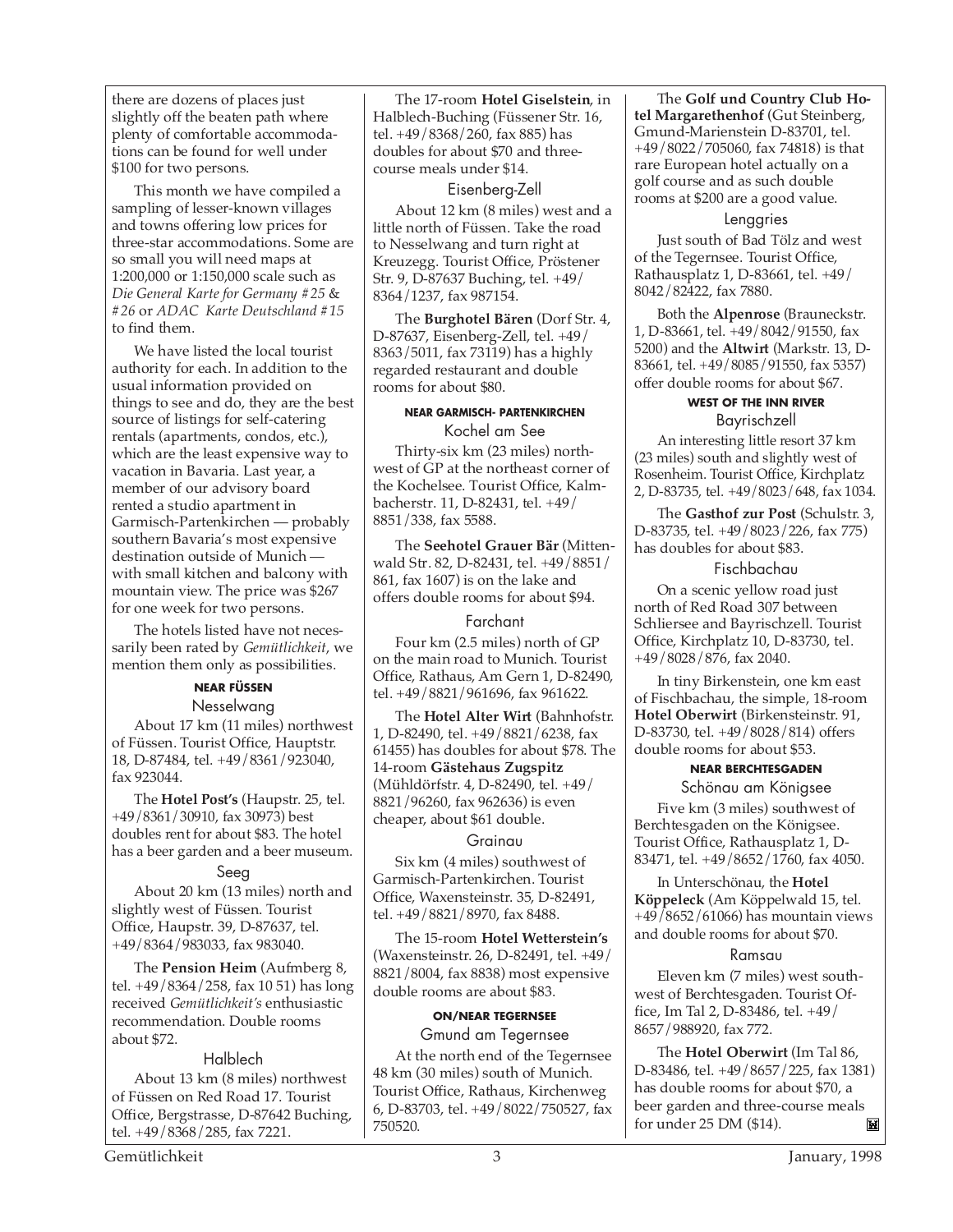there are dozens of places just slightly off the beaten path where plenty of comfortable accommodations can be found for well under $100 for two persons.

This month we have compiled a sampling of lesser-known villages and towns offering low prices for three-star accommodations. Some are so small you will need maps at 1:200,000 or 1:150,000 scale such as *Die General Karte for Germany #25* & *#26* or *ADAC Karte Deutschland #15* to find them.

We have listed the local tourist authority for each. In addition to the usual information provided on things to see and do, they are the best source of listings for self-catering rentals (apartments, condos, etc.), which are the least expensive way to vacation in Bavaria. Last year, a member of our advisory board rented a studio apartment in Garmisch-Partenkirchen — probably southern Bavaria's most expensive destination outside of Munich — with small kitchen and balcony with mountain view. The price was $267 for one week for two persons.

The hotels listed have not necessarily been rated by *Gemütlichkeit*, we mention them only as possibilities.

### NEAR FÜSSEN

#### Nesselwang

About 17 km (11 miles) northwest of Füssen. Tourist Office, Hauptstr. 18, D-87484, tel. +49/8361/923040, fax 923044.

The **Hotel Post's** (Haupstr. 25, tel. +49/8361/30910, fax 30973) best doubles rent for about $83. The hotel has a beer garden and a beer museum.

#### Seeg

About 20 km (13 miles) north and slightly west of Füssen. Tourist Office, Haupstr. 39, D-87637, tel. +49/8364/983033, fax 983040.

The **Pension Heim** (Aufmberg 8, tel. +49/8364/258, fax 10 51) has long received *Gemütlichkeit's* enthusiastic recommendation. Double rooms about $72.

#### Halblech

About 13 km (8 miles) northwest of Füssen on Red Road 17. Tourist Office, Bergstrasse, D-87642 Buching, tel. +49/8368/285, fax 7221.

The 17-room **Hotel Giselstein**, in Halblech-Buching (Füssener Str. 16, tel. +49/8368/260, fax 885) has doubles for about $70 and three-course meals under $14.

#### Eisenberg-Zell

About 12 km (8 miles) west and a little north of Füssen. Take the road to Nesselwang and turn right at Kreuzegg. Tourist Office, Pröstener Str. 9, D-87637 Buching, tel. +49/8364/1237, fax 987154.

The **Burghotel Bären** (Dorf Str. 4, D-87637, Eisenberg-Zell, tel. +49/8363/5011, fax 73119) has a highly regarded restaurant and double rooms for about $80.

### NEAR GARMISCH- PARTENKIRCHEN

#### Kochel am See

Thirty-six km (23 miles) northwest of GP at the northeast corner of the Kochelsee. Tourist Office, Kalmbacherstr. 11, D-82431, tel. +49/8851/338, fax 5588.

The **Seehotel Grauer Bär** (Mittenwald Str. 82, D-82431, tel. +49/8851/861, fax 1607) is on the lake and offers double rooms for about $94.

#### Farchant

Four km (2.5 miles) north of GP on the main road to Munich. Tourist Office, Rathaus, Am Gern 1, D-82490, tel. +49/8821/961696, fax 961622.

The **Hotel Alter Wirt** (Bahnhofstr. 1, D-82490, tel. +49/8821/6238, fax 61455) has doubles for about $78. The 14-room **Gästehaus Zugspitz** (Mühldörfstr. 4, D-82490, tel. +49/8821/96260, fax 962636) is even cheaper, about $61 double.

#### Grainau

Six km (4 miles) southwest of Garmisch-Partenkirchen. Tourist Office, Waxensteinstr. 35, D-82491, tel. +49/8821/8970, fax 8488.

The 15-room **Hotel Wetterstein's** (Waxensteinstr. 26, D-82491, tel. +49/8821/8004, fax 8838) most expensive double rooms are about $83.

### ON/NEAR TEGERNSEE

#### Gmund am Tegernsee

At the north end of the Tegernsee 48 km (30 miles) south of Munich. Tourist Office, Rathaus, Kirchenweg 6, D-83703, tel. +49/8022/750527, fax 750520.

The **Golf und Country Club Hotel Margarethenhof** (Gut Steinberg, Gmund-Marienstein D-83701, tel. +49/8022/705060, fax 74818) is that rare European hotel actually on a golf course and as such double rooms at $200 are a good value.

#### Lenggries

Just south of Bad Tölz and west of the Tegernsee. Tourist Office, Rathausplatz 1, D-83661, tel. +49/8042/82422, fax 7880.

Both the **Alpenrose** (Brauneckstr. 1, D-83661, tel. +49/8042/91550, fax 5200) and the **Altwirt** (Markstr. 13, D-83661, tel. +49/8085/91550, fax 5357) offer double rooms for about $67.

### WEST OF THE INN RIVER

#### Bayrischzell

An interesting little resort 37 km (23 miles) south and slightly west of Rosenheim. Tourist Office, Kirchplatz 2, D-83735, tel. +49/8023/648, fax 1034.

The **Gasthof zur Post** (Schulstr. 3, D-83735, tel. +49/8023/226, fax 775) has doubles for about $83.

#### Fischbachau

On a scenic yellow road just north of Red Road 307 between Schliersee and Bayrischzell. Tourist Office, Kirchplatz 10, D-83730, tel. +49/8028/876, fax 2040.

In tiny Birkenstein, one km east of Fischbachau, the simple, 18-room **Hotel Oberwirt** (Birkensteinstr. 91, D-83730, tel. +49/8028/814) offers double rooms for about $53.

### NEAR BERCHTESGADEN

#### Schönau am Königsee

Five km (3 miles) southwest of Berchtesgaden on the Königsee. Tourist Office, Rathausplatz 1, D-83471, tel. +49/8652/1760, fax 4050.

In Unterschönau, the **Hotel Köppeleck** (Am Köppelwald 15, tel. +49/8652/61066) has mountain views and double rooms for about $70.

#### Ramsau

Eleven km (7 miles) west southwest of Berchtesgaden. Tourist Office, Im Tal 2, D-83486, tel. +49/8657/988920, fax 772.

The **Hotel Oberwirt** (Im Tal 86, D-83486, tel. +49/8657/225, fax 1381) has double rooms for about $70, a beer garden and three-course meals for under 25 DM ($14).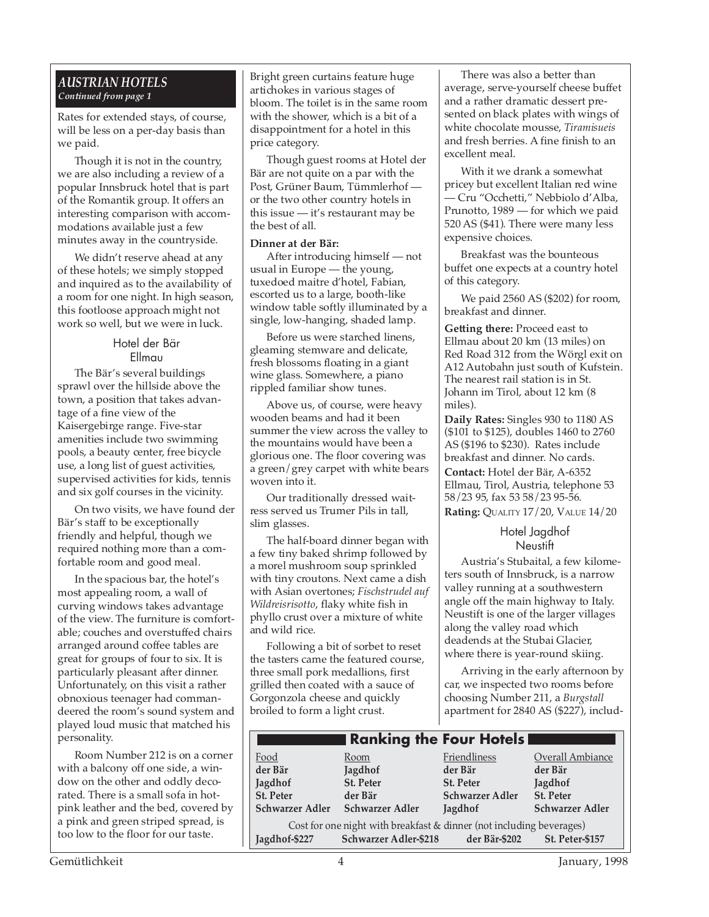## *AUSTRIAN HOTELS*

***Continued from page 1***

Rates for extended stays, of course, will be less on a per-day basis than we paid.

Though it is not in the country, we are also including a review of a popular Innsbruck hotel that is part of the Romantik group. It offers an interesting comparison with accommodations available just a few minutes away in the countryside.

We didn't reserve ahead at any of these hotels; we simply stopped and inquired as to the availability of a room for one night. In high season, this footloose approach might not work so well, but we were in luck.

### Hotel der Bär
### Ellmau

The Bär's several buildings sprawl over the hillside above the town, a position that takes advantage of a fine view of the Kaisergebirge range. Five-star amenities include two swimming pools, a beauty center, free bicycle use, a long list of guest activities, supervised activities for kids, tennis and six golf courses in the vicinity.

On two visits, we have found der Bär's staff to be exceptionally friendly and helpful, though we required nothing more than a comfortable room and good meal.

In the spacious bar, the hotel's most appealing room, a wall of curving windows takes advantage of the view. The furniture is comfortable; couches and overstuffed chairs arranged around coffee tables are great for groups of four to six. It is particularly pleasant after dinner. Unfortunately, on this visit a rather obnoxious teenager had commandeered the room's sound system and played loud music that matched his personality.

Room Number 212 is on a corner with a balcony off one side, a window on the other and oddly decorated. There is a small sofa in hot-pink leather and the bed, covered by a pink and green striped spread, is too low to the floor for our taste. Bright green curtains feature huge artichokes in various stages of bloom. The toilet is in the same room with the shower, which is a bit of a disappointment for a hotel in this price category.

Though guest rooms at Hotel der Bär are not quite on a par with the Post, Grüner Baum, Tümmlerhof — or the two other country hotels in this issue — it's restaurant may be the best of all.

**Dinner at der Bär:**

After introducing himself — not usual in Europe — the young, tuxedoed maitre d'hotel, Fabian, escorted us to a large, booth-like window table softly illuminated by a single, low-hanging, shaded lamp.

Before us were starched linens, gleaming stemware and delicate, fresh blossoms floating in a giant wine glass. Somewhere, a piano rippled familiar show tunes.

Above us, of course, were heavy wooden beams and had it been summer the view across the valley to the mountains would have been a glorious one. The floor covering was a green/grey carpet with white bears woven into it.

Our traditionally dressed waitress served us Trumer Pils in tall, slim glasses.

The half-board dinner began with a few tiny baked shrimp followed by a morel mushroom soup sprinkled with tiny croutons. Next came a dish with Asian overtones; *Fischstrudel auf Wildreisrisotto*, flaky white fish in phyllo crust over a mixture of white and wild rice.

Following a bit of sorbet to reset the tasters came the featured course, three small pork medallions, first grilled then coated with a sauce of Gorgonzola cheese and quickly broiled to form a light crust.

There was also a better than average, serve-yourself cheese buffet and a rather dramatic dessert presented on black plates with wings of white chocolate mousse, *Tiramisueis* and fresh berries. A fine finish to an excellent meal.

With it we drank a somewhat pricey but excellent Italian red wine — Cru "Occhetti," Nebbiolo d'Alba, Prunotto, 1989 — for which we paid 520 AS ($41). There were many less expensive choices.

Breakfast was the bounteous buffet one expects at a country hotel of this category.

We paid 2560 AS ($202) for room, breakfast and dinner.

**Getting there:** Proceed east to Ellmau about 20 km (13 miles) on Red Road 312 from the Wörgl exit on A12 Autobahn just south of Kufstein. The nearest rail station is in St. Johann im Tirol, about 12 km (8 miles).

**Daily Rates:** Singles 930 to 1180 AS ($101 to $125), doubles 1460 to 2760 AS ($196 to $230). Rates include breakfast and dinner. No cards.

**Contact:** Hotel der Bär, A-6352 Ellmau, Tirol, Austria, telephone 53 58/23 95, fax 53 58/23 95-56.

**Rating:** QUALITY 17/20, VALUE 14/20

### Hotel Jagdhof
### Neustift

Austria's Stubaital, a few kilometers south of Innsbruck, is a narrow valley running at a southwestern angle off the main highway to Italy. Neustift is one of the larger villages along the valley road which deadends at the Stubai Glacier, where there is year-round skiing.

Arriving in the early afternoon by car, we inspected two rooms before choosing Number 211, a *Burgstall* apartment for 2840 AS ($227), includ-

**Ranking the Four Hotels**

| Food | Room | Friendliness | Overall Ambiance |
|---|---|---|---|
| **der Bär** | **Jagdhof** | **der Bär** | **der Bär** |
| **Jagdhof** | **St. Peter** | **St. Peter** | **Jagdhof** |
| **St. Peter** | **der Bär** | **Schwarzer Adler** | **St. Peter** |
| **Schwarzer Adler** | **Schwarzer Adler** | **Jagdhof** | **Schwarzer Adler** |

Cost for one night with breakfast & dinner (not including beverages)

**Jagdhof-$227** **Schwarzer Adler-$218** **der Bär-$202** **St. Peter-$157**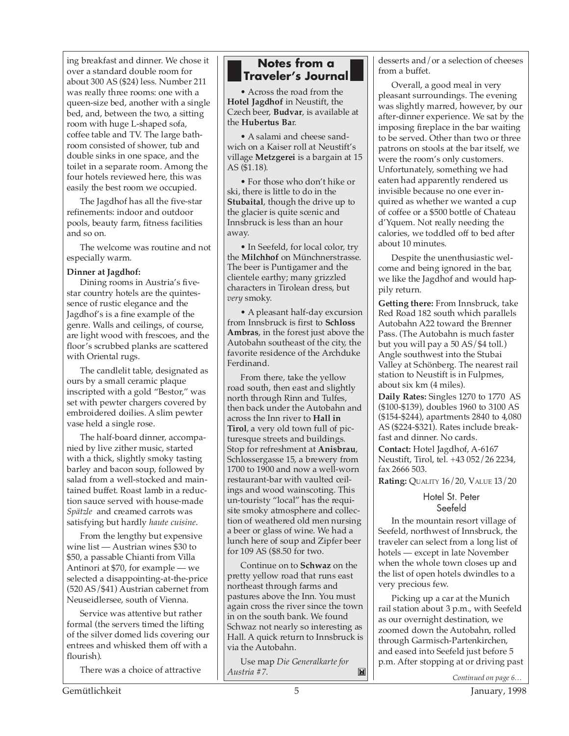ing breakfast and dinner. We chose it over a standard double room for about 300 AS ($24) less. Number 211 was really three rooms: one with a queen-size bed, another with a single bed, and, between the two, a sitting room with huge L-shaped sofa, coffee table and TV. The large bathroom consisted of shower, tub and double sinks in one space, and the toilet in a separate room. Among the four hotels reviewed here, this was easily the best room we occupied.

The Jagdhof has all the five-star refinements: indoor and outdoor pools, beauty farm, fitness facilities and so on.

The welcome was routine and not especially warm.

**Dinner at Jagdhof:**

Dining rooms in Austria's five-star country hotels are the quintessence of rustic elegance and the Jagdhof's is a fine example of the genre. Walls and ceilings, of course, are light wood with frescoes, and the floor's scrubbed planks are scattered with Oriental rugs.

The candlelit table, designated as ours by a small ceramic plaque inscripted with a gold "Bestor," was set with pewter chargers covered by embroidered doilies. A slim pewter vase held a single rose.

The half-board dinner, accompanied by live zither music, started with a thick, slightly smoky tasting barley and bacon soup, followed by salad from a well-stocked and maintained buffet. Roast lamb in a reduction sauce served with house-made *Spätzle* and creamed carrots was satisfying but hardly *haute cuisine*.

From the lengthy but expensive wine list — Austrian wines $30 to $50, a passable Chianti from Villa Antinori at $70, for example — we selected a disappointing-at-the-price (520 AS/$41) Austrian cabernet from Neuseidlersee, south of Vienna.

Service was attentive but rather formal (the servers timed the lifting of the silver domed lids covering our entrees and whisked them off with a flourish).

There was a choice of attractive desserts and/or a selection of cheeses from a buffet.

Overall, a good meal in very pleasant surroundings. The evening was slightly marred, however, by our after-dinner experience. We sat by the imposing fireplace in the bar waiting to be served. Other than two or three patrons on stools at the bar itself, we were the room's only customers. Unfortunately, something we had eaten had apparently rendered us invisible because no one ever inquired as whether we wanted a cup of coffee or a $500 bottle of Chateau d'Yquem. Not really needing the calories, we toddled off to bed after about 10 minutes.

Despite the unenthusiastic welcome and being ignored in the bar, we like the Jagdhof and would happily return.

**Getting there:** From Innsbruck, take Red Road 182 south which parallels Autobahn A22 toward the Brenner Pass. (The Autobahn is much faster but you will pay a 50 AS/$4 toll.) Angle southwest into the Stubai Valley at Schönberg. The nearest rail station to Neustift is in Fulpmes, about six km (4 miles).

**Daily Rates:** Singles 1270 to 1770 AS ($100-$139), doubles 1960 to 3100 AS ($154-$244), apartments 2840 to 4,080 AS ($224-$321). Rates include breakfast and dinner. No cards.

**Contact:** Hotel Jagdhof, A-6167 Neustift, Tirol, tel. +43 052/26 2234, fax 2666 503.

**Rating:** Quality 16/20, Value 13/20

## Notes from a Traveler's Journal

• Across the road from the **Hotel Jagdhof** in Neustift, the Czech beer, **Budvar**, is available at the **Hubertus Bar**.

• A salami and cheese sandwich on a Kaiser roll at Neustift's village **Metzgerei** is a bargain at 15 AS ($1.18).

• For those who don't hike or ski, there is little to do in the **Stubaital**, though the drive up to the glacier is quite scenic and Innsbruck is less than an hour away.

• In Seefeld, for local color, try the **Milchhof** on Münchnerstrasse. The beer is Puntigamer and the clientele earthy; many grizzled characters in Tirolean dress, but *very* smoky.

• A pleasant half-day excursion from Innsbruck is first to **Schloss Ambras**, in the forest just above the Autobahn southeast of the city, the favorite residence of the Archduke Ferdinand.

From there, take the yellow road south, then east and slightly north through Rinn and Tulfes, then back under the Autobahn and across the Inn river to **Hall in Tirol**, a very old town full of picturesque streets and buildings. Stop for refreshment at **Anisbrau**, Schlossergasse 15, a brewery from 1700 to 1900 and now a well-worn restaurant-bar with vaulted ceilings and wood wainscoting. This un-touristy "local" has the requisite smoky atmosphere and collection of weathered old men nursing a beer or glass of wine. We had a lunch here of soup and Zipfer beer for 109 AS ($8.50 for two.

Continue on to **Schwaz** on the pretty yellow road that runs east northeast through farms and pastures above the Inn. You must again cross the river since the town in on the south bank. We found Schwaz not nearly so interesting as Hall. A quick return to Innsbruck is via the Autobahn.

Use map *Die Generalkarte for Austria #7*.

## Hotel St. Peter
### Seefeld

In the mountain resort village of Seefeld, northwest of Innsbruck, the traveler can select from a long list of hotels — except in late November when the whole town closes up and the list of open hotels dwindles to a very precious few.

Picking up a car at the Munich rail station about 3 p.m., with Seefeld as our overnight destination, we zoomed down the Autobahn, rolled through Garmisch-Partenkirchen, and eased into Seefeld just before 5 p.m. After stopping at or driving past

*Continued on page 6…*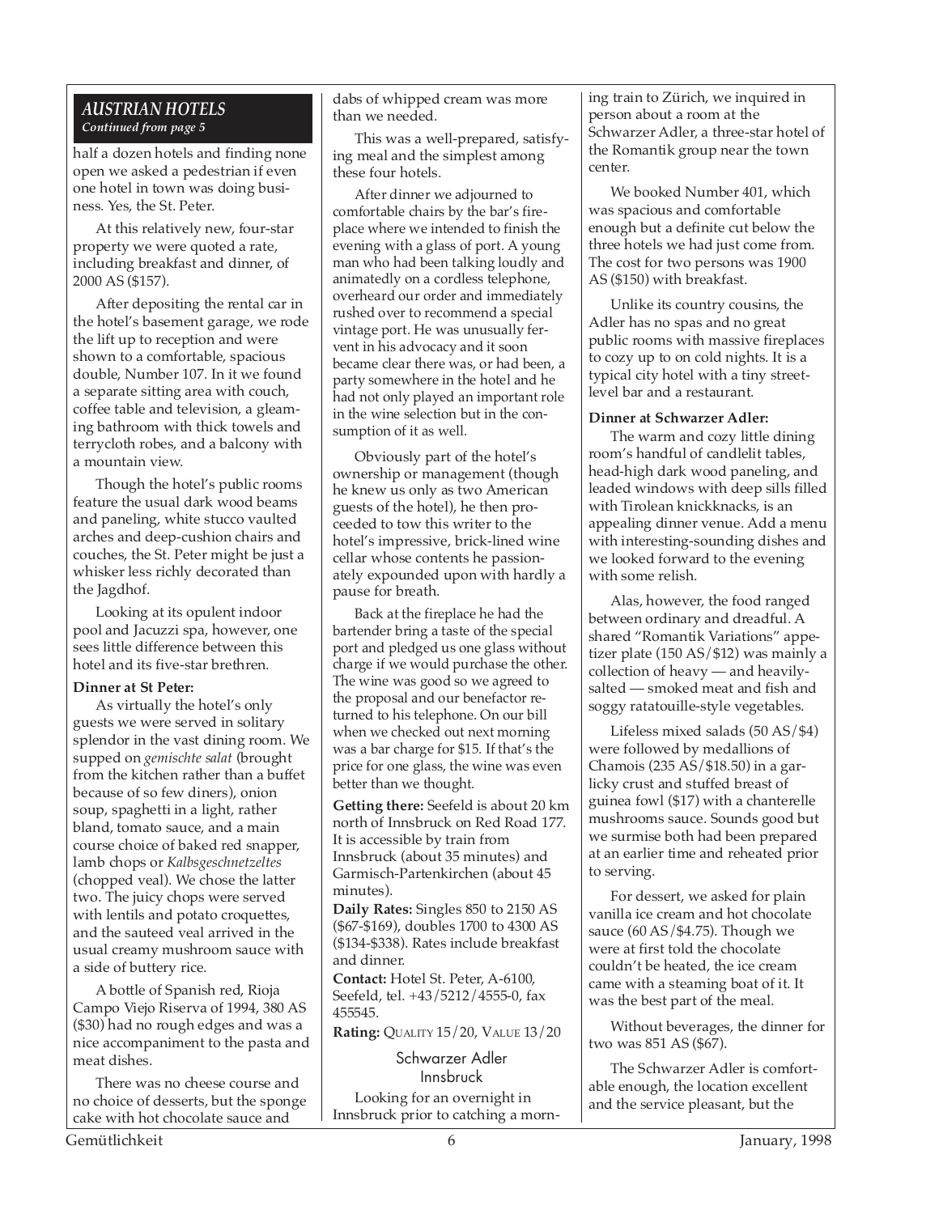## *AUSTRIAN HOTELS*

*Continued from page 5*

half a dozen hotels and finding none open we asked a pedestrian if even one hotel in town was doing business. Yes, the St. Peter.

At this relatively new, four-star property we were quoted a rate, including breakfast and dinner, of 2000 AS ($157).

After depositing the rental car in the hotel's basement garage, we rode the lift up to reception and were shown to a comfortable, spacious double, Number 107. In it we found a separate sitting area with couch, coffee table and television, a gleaming bathroom with thick towels and terrycloth robes, and a balcony with a mountain view.

Though the hotel's public rooms feature the usual dark wood beams and paneling, white stucco vaulted arches and deep-cushion chairs and couches, the St. Peter might be just a whisker less richly decorated than the Jagdhof.

Looking at its opulent indoor pool and Jacuzzi spa, however, one sees little difference between this hotel and its five-star brethren.

**Dinner at St Peter:**

As virtually the hotel's only guests we were served in solitary splendor in the vast dining room. We supped on *gemischte salat* (brought from the kitchen rather than a buffet because of so few diners), onion soup, spaghetti in a light, rather bland, tomato sauce, and a main course choice of baked red snapper, lamb chops or *Kalbsgeschnetzeltes* (chopped veal). We chose the latter two. The juicy chops were served with lentils and potato croquettes, and the sauteed veal arrived in the usual creamy mushroom sauce with a side of buttery rice.

A bottle of Spanish red, Rioja Campo Viejo Riserva of 1994, 380 AS ($30) had no rough edges and was a nice accompaniment to the pasta and meat dishes.

There was no cheese course and no choice of desserts, but the sponge cake with hot chocolate sauce and dabs of whipped cream was more than we needed.

This was a well-prepared, satisfying meal and the simplest among these four hotels.

After dinner we adjourned to comfortable chairs by the bar's fireplace where we intended to finish the evening with a glass of port. A young man who had been talking loudly and animatedly on a cordless telephone, overheard our order and immediately rushed over to recommend a special vintage port. He was unusually fervent in his advocacy and it soon became clear there was, or had been, a party somewhere in the hotel and he had not only played an important role in the wine selection but in the consumption of it as well.

Obviously part of the hotel's ownership or management (though he knew us only as two American guests of the hotel), he then proceeded to tow this writer to the hotel's impressive, brick-lined wine cellar whose contents he passionately expounded upon with hardly a pause for breath.

Back at the fireplace he had the bartender bring a taste of the special port and pledged us one glass without charge if we would purchase the other. The wine was good so we agreed to the proposal and our benefactor returned to his telephone. On our bill when we checked out next morning was a bar charge for $15. If that's the price for one glass, the wine was even better than we thought.

**Getting there:** Seefeld is about 20 km north of Innsbruck on Red Road 177. It is accessible by train from Innsbruck (about 35 minutes) and Garmisch-Partenkirchen (about 45 minutes).

**Daily Rates:** Singles 850 to 2150 AS ($67-$169), doubles 1700 to 4300 AS ($134-$338). Rates include breakfast and dinner.

**Contact:** Hotel St. Peter, A-6100, Seefeld, tel. +43/5212/4555-0, fax 455545.

**Rating:** QUALITY 15/20, VALUE 13/20

### Schwarzer Adler
### Innsbruck

Looking for an overnight in Innsbruck prior to catching a morning train to Zürich, we inquired in person about a room at the Schwarzer Adler, a three-star hotel of the Romantik group near the town center.

We booked Number 401, which was spacious and comfortable enough but a definite cut below the three hotels we had just come from. The cost for two persons was 1900 AS ($150) with breakfast.

Unlike its country cousins, the Adler has no spas and no great public rooms with massive fireplaces to cozy up to on cold nights. It is a typical city hotel with a tiny street-level bar and a restaurant.

**Dinner at Schwarzer Adler:**

The warm and cozy little dining room's handful of candlelit tables, head-high dark wood paneling, and leaded windows with deep sills filled with Tirolean knickknacks, is an appealing dinner venue. Add a menu with interesting-sounding dishes and we looked forward to the evening with some relish.

Alas, however, the food ranged between ordinary and dreadful. A shared "Romantik Variations" appetizer plate (150 AS/$12) was mainly a collection of heavy — and heavily-salted — smoked meat and fish and soggy ratatouille-style vegetables.

Lifeless mixed salads (50 AS/$4) were followed by medallions of Chamois (235 AS/$18.50) in a garlicky crust and stuffed breast of guinea fowl ($17) with a chanterelle mushrooms sauce. Sounds good but we surmise both had been prepared at an earlier time and reheated prior to serving.

For dessert, we asked for plain vanilla ice cream and hot chocolate sauce (60 AS/$4.75). Though we were at first told the chocolate couldn't be heated, the ice cream came with a steaming boat of it. It was the best part of the meal.

Without beverages, the dinner for two was 851 AS ($67).

The Schwarzer Adler is comfortable enough, the location excellent and the service pleasant, but the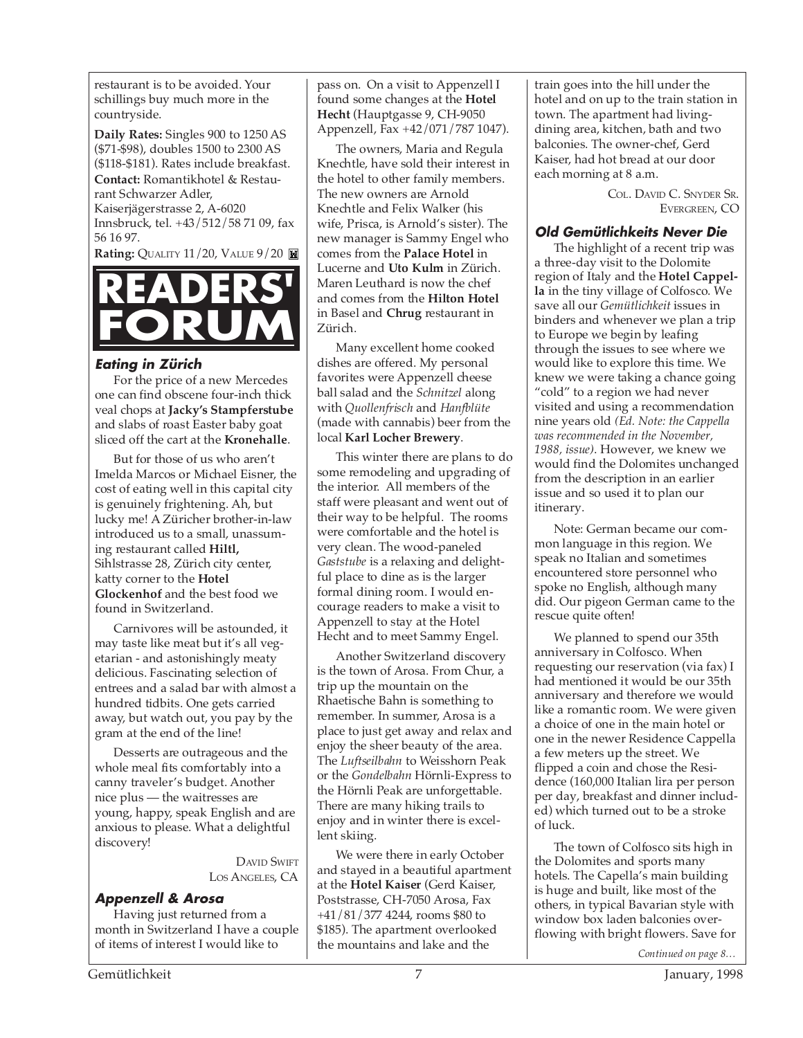restaurant is to be avoided. Your schillings buy much more in the countryside.

**Daily Rates:** Singles 900 to 1250 AS ($71-$98), doubles 1500 to 2300 AS ($118-$181). Rates include breakfast.

**Contact:** Romantikhotel & Restaurant Schwarzer Adler, Kaiserjägerstrasse 2, A-6020 Innsbruck, tel. +43/512/58 71 09, fax 56 16 97.

**Rating:** QUALITY 11/20, VALUE 9/20

# READERS' FORUM

### *Eating in Zürich*

For the price of a new Mercedes one can find obscene four-inch thick veal chops at **Jacky's Stampferstube** and slabs of roast Easter baby goat sliced off the cart at the **Kronehalle**.

But for those of us who aren't Imelda Marcos or Michael Eisner, the cost of eating well in this capital city is genuinely frightening. Ah, but lucky me! A Züricher brother-in-law introduced us to a small, unassuming restaurant called **Hiltl,** Sihlstrasse 28, Zürich city center, katty corner to the **Hotel Glockenhof** and the best food we found in Switzerland.

Carnivores will be astounded, it may taste like meat but it's all vegetarian - and astonishingly meaty delicious. Fascinating selection of entrees and a salad bar with almost a hundred tidbits. One gets carried away, but watch out, you pay by the gram at the end of the line!

Desserts are outrageous and the whole meal fits comfortably into a canny traveler's budget. Another nice plus — the waitresses are young, happy, speak English and are anxious to please. What a delightful discovery!

DAVID SWIFT
LOS ANGELES, CA

### *Appenzell & Arosa*

Having just returned from a month in Switzerland I have a couple of items of interest I would like to pass on. On a visit to Appenzell I found some changes at the **Hotel Hecht** (Hauptgasse 9, CH-9050 Appenzell, Fax +42/071/787 1047).

The owners, Maria and Regula Knechtle, have sold their interest in the hotel to other family members. The new owners are Arnold Knechtle and Felix Walker (his wife, Prisca, is Arnold's sister). The new manager is Sammy Engel who comes from the **Palace Hotel** in Lucerne and **Uto Kulm** in Zürich. Maren Leuthard is now the chef and comes from the **Hilton Hotel** in Basel and **Chrug** restaurant in Zürich.

Many excellent home cooked dishes are offered. My personal favorites were Appenzell cheese ball salad and the *Schnitzel* along with *Quollenfrisch* and *Hanfblüte* (made with cannabis) beer from the local **Karl Locher Brewery**.

This winter there are plans to do some remodeling and upgrading of the interior. All members of the staff were pleasant and went out of their way to be helpful. The rooms were comfortable and the hotel is very clean. The wood-paneled *Gaststube* is a relaxing and delightful place to dine as is the larger formal dining room. I would encourage readers to make a visit to Appenzell to stay at the Hotel Hecht and to meet Sammy Engel.

Another Switzerland discovery is the town of Arosa. From Chur, a trip up the mountain on the Rhaetische Bahn is something to remember. In summer, Arosa is a place to just get away and relax and enjoy the sheer beauty of the area. The *Luftseilbahn* to Weisshorn Peak or the *Gondelbahn* Hörnli-Express to the Hörnli Peak are unforgettable. There are many hiking trails to enjoy and in winter there is excellent skiing.

We were there in early October and stayed in a beautiful apartment at the **Hotel Kaiser** (Gerd Kaiser, Poststrasse, CH-7050 Arosa, Fax +41/81/377 4244, rooms $80 to $185). The apartment overlooked the mountains and lake and the train goes into the hill under the hotel and on up to the train station in town. The apartment had living-dining area, kitchen, bath and two balconies. The owner-chef, Gerd Kaiser, had hot bread at our door each morning at 8 a.m.

COL. DAVID C. SNYDER SR.
EVERGREEN, CO

### *Old Gemütlichkeits Never Die*

The highlight of a recent trip was a three-day visit to the Dolomite region of Italy and the **Hotel Cappella** in the tiny village of Colfosco. We save all our *Gemütlichkeit* issues in binders and whenever we plan a trip to Europe we begin by leafing through the issues to see where we would like to explore this time. We knew we were taking a chance going "cold" to a region we had never visited and using a recommendation nine years old *(Ed. Note: the Cappella was recommended in the November, 1988, issue)*. However, we knew we would find the Dolomites unchanged from the description in an earlier issue and so used it to plan our itinerary.

Note: German became our common language in this region. We speak no Italian and sometimes encountered store personnel who spoke no English, although many did. Our pigeon German came to the rescue quite often!

We planned to spend our 35th anniversary in Colfosco. When requesting our reservation (via fax) I had mentioned it would be our 35th anniversary and therefore we would like a romantic room. We were given a choice of one in the main hotel or one in the newer Residence Cappella a few meters up the street. We flipped a coin and chose the Residence (160,000 Italian lira per person per day, breakfast and dinner included) which turned out to be a stroke of luck.

The town of Colfosco sits high in the Dolomites and sports many hotels. The Capella's main building is huge and built, like most of the others, in typical Bavarian style with window box laden balconies overflowing with bright flowers. Save for

*Continued on page 8…*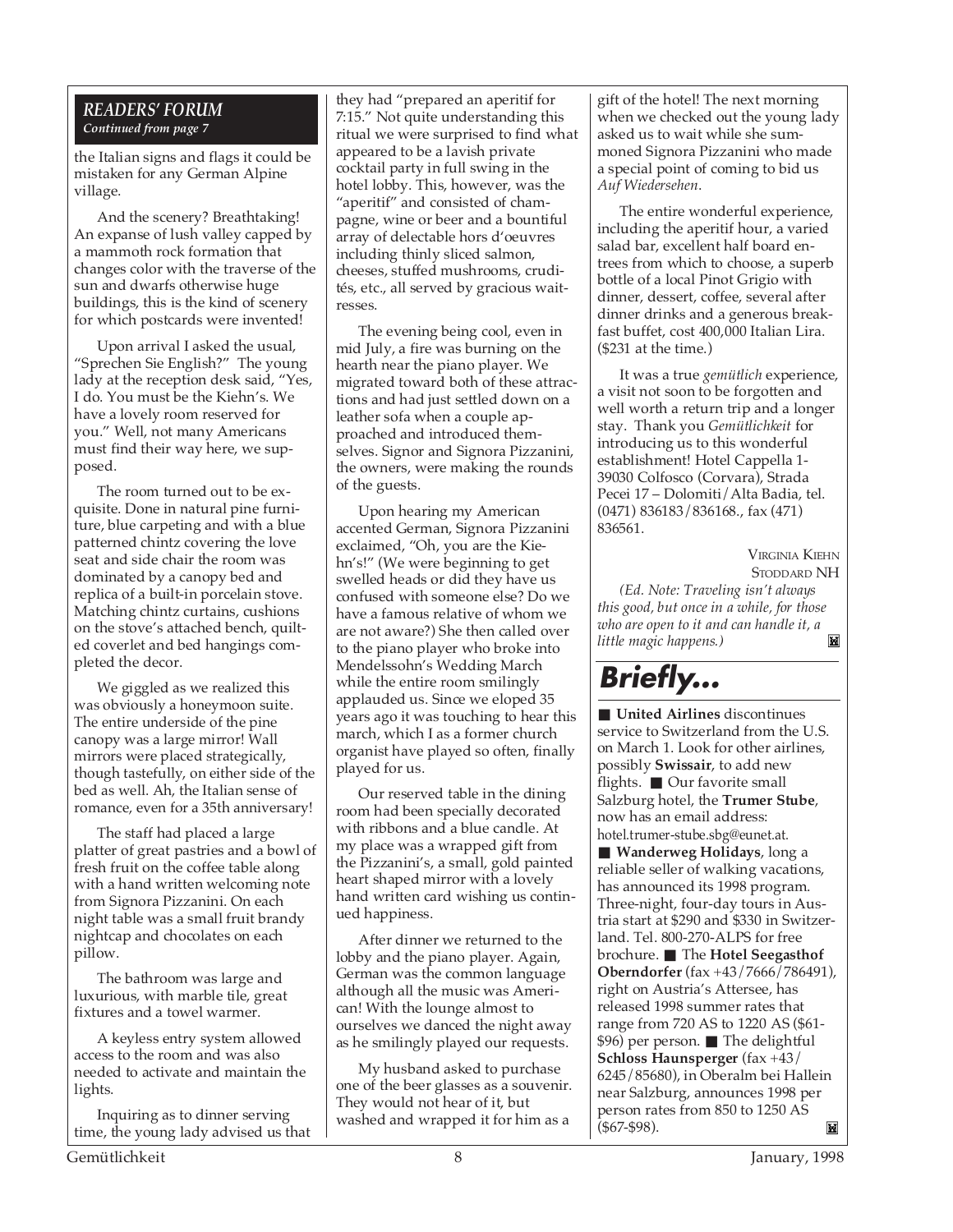**READERS' FORUM**
*Continued from page 7*

the Italian signs and flags it could be mistaken for any German Alpine village.

And the scenery? Breathtaking! An expanse of lush valley capped by a mammoth rock formation that changes color with the traverse of the sun and dwarfs otherwise huge buildings, this is the kind of scenery for which postcards were invented!

Upon arrival I asked the usual, "Sprechen Sie English?" The young lady at the reception desk said, "Yes, I do. You must be the Kiehn's. We have a lovely room reserved for you." Well, not many Americans must find their way here, we supposed.

The room turned out to be exquisite. Done in natural pine furniture, blue carpeting and with a blue patterned chintz covering the love seat and side chair the room was dominated by a canopy bed and replica of a built-in porcelain stove. Matching chintz curtains, cushions on the stove's attached bench, quilted coverlet and bed hangings completed the decor.

We giggled as we realized this was obviously a honeymoon suite. The entire underside of the pine canopy was a large mirror! Wall mirrors were placed strategically, though tastefully, on either side of the bed as well. Ah, the Italian sense of romance, even for a 35th anniversary!

The staff had placed a large platter of great pastries and a bowl of fresh fruit on the coffee table along with a hand written welcoming note from Signora Pizzanini. On each night table was a small fruit brandy nightcap and chocolates on each pillow.

The bathroom was large and luxurious, with marble tile, great fixtures and a towel warmer.

A keyless entry system allowed access to the room and was also needed to activate and maintain the lights.

Inquiring as to dinner serving time, the young lady advised us that they had "prepared an aperitif for 7:15." Not quite understanding this ritual we were surprised to find what appeared to be a lavish private cocktail party in full swing in the hotel lobby. This, however, was the "aperitif" and consisted of champagne, wine or beer and a bountiful array of delectable hors d'oeuvres including thinly sliced salmon, cheeses, stuffed mushrooms, crudités, etc., all served by gracious waitresses.

The evening being cool, even in mid July, a fire was burning on the hearth near the piano player. We migrated toward both of these attractions and had just settled down on a leather sofa when a couple approached and introduced themselves. Signor and Signora Pizzanini, the owners, were making the rounds of the guests.

Upon hearing my American accented German, Signora Pizzanini exclaimed, "Oh, you are the Kiehn's!" (We were beginning to get swelled heads or did they have us confused with someone else? Do we have a famous relative of whom we are not aware?) She then called over to the piano player who broke into Mendelssohn's Wedding March while the entire room smilingly applauded us. Since we eloped 35 years ago it was touching to hear this march, which I as a former church organist have played so often, finally played for us.

Our reserved table in the dining room had been specially decorated with ribbons and a blue candle. At my place was a wrapped gift from the Pizzanini's, a small, gold painted heart shaped mirror with a lovely hand written card wishing us continued happiness.

After dinner we returned to the lobby and the piano player. Again, German was the common language although all the music was American! With the lounge almost to ourselves we danced the night away as he smilingly played our requests.

My husband asked to purchase one of the beer glasses as a souvenir. They would not hear of it, but washed and wrapped it for him as a gift of the hotel! The next morning when we checked out the young lady asked us to wait while she summoned Signora Pizzanini who made a special point of coming to bid us *Auf Wiedersehen*.

The entire wonderful experience, including the aperitif hour, a varied salad bar, excellent half board entrees from which to choose, a superb bottle of a local Pinot Grigio with dinner, dessert, coffee, several after dinner drinks and a generous breakfast buffet, cost 400,000 Italian Lira. ($231 at the time.)

It was a true *gemütlich* experience, a visit not soon to be forgotten and well worth a return trip and a longer stay. Thank you *Gemütlichkeit* for introducing us to this wonderful establishment! Hotel Cappella 1-39030 Colfosco (Corvara), Strada Pecei 17 – Dolomiti/Alta Badia, tel. (0471) 836183/836168., fax (471) 836561.

VIRGINIA KIEHN
STODDARD NH

*(Ed. Note: Traveling isn't always this good, but once in a while, for those who are open to it and can handle it, a little magic happens.)*

## Briefly...

■ **United Airlines** discontinues service to Switzerland from the U.S. on March 1. Look for other airlines, possibly **Swissair**, to add new flights. ■ Our favorite small Salzburg hotel, the **Trumer Stube**, now has an email address: hotel.trumer-stube.sbg@eunet.at. ■ **Wanderweg Holidays**, long a reliable seller of walking vacations, has announced its 1998 program. Three-night, four-day tours in Austria start at $290 and $330 in Switzerland. Tel. 800-270-ALPS for free brochure. ■ The **Hotel Seegasthof Oberndorfer** (fax +43/7666/786491), right on Austria's Attersee, has released 1998 summer rates that range from 720 AS to 1220 AS ($61-$96) per person. ■ The delightful **Schloss Haunsperger** (fax +43/6245/85680), in Oberalm bei Hallein near Salzburg, announces 1998 per person rates from 850 to 1250 AS ($67-$98).